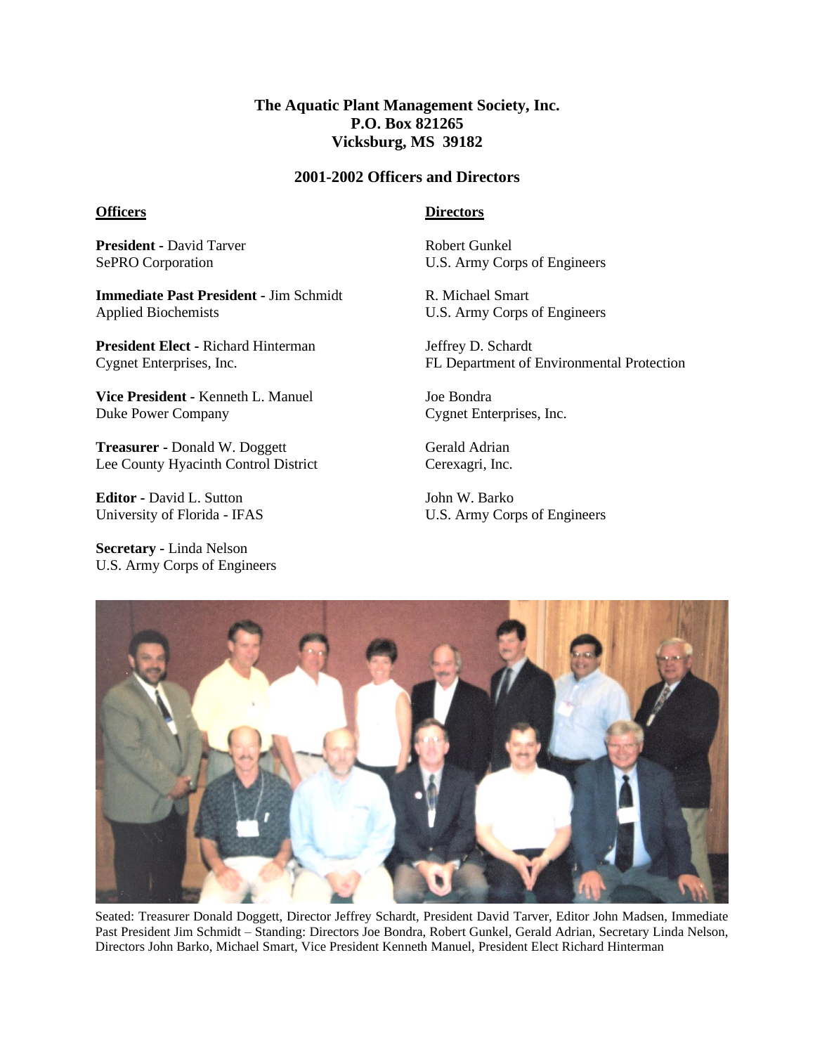**The Aquatic Plant Management Society, Inc.**
**P.O. Box 821265**
**Vicksburg, MS 39182**

## 2001-2002 Officers and Directors

### Officers

**President** - David Tarver
SePRO Corporation

**Immediate Past President** - Jim Schmidt
Applied Biochemists

**President Elect** - Richard Hinterman
Cygnet Enterprises, Inc.

**Vice President** - Kenneth L. Manuel
Duke Power Company

**Treasurer** - Donald W. Doggett
Lee County Hyacinth Control District

**Editor** - David L. Sutton
University of Florida - IFAS

**Secretary** - Linda Nelson
U.S. Army Corps of Engineers

### Directors

Robert Gunkel
U.S. Army Corps of Engineers

R. Michael Smart
U.S. Army Corps of Engineers

Jeffrey D. Schardt
FL Department of Environmental Protection

Joe Bondra
Cygnet Enterprises, Inc.

Gerald Adrian
Cerexagri, Inc.

John W. Barko
U.S. Army Corps of Engineers

Seated: Treasurer Donald Doggett, Director Jeffrey Schardt, President David Tarver, Editor John Madsen, Immediate Past President Jim Schmidt – Standing: Directors Joe Bondra, Robert Gunkel, Gerald Adrian, Secretary Linda Nelson, Directors John Barko, Michael Smart, Vice President Kenneth Manuel, President Elect Richard Hinterman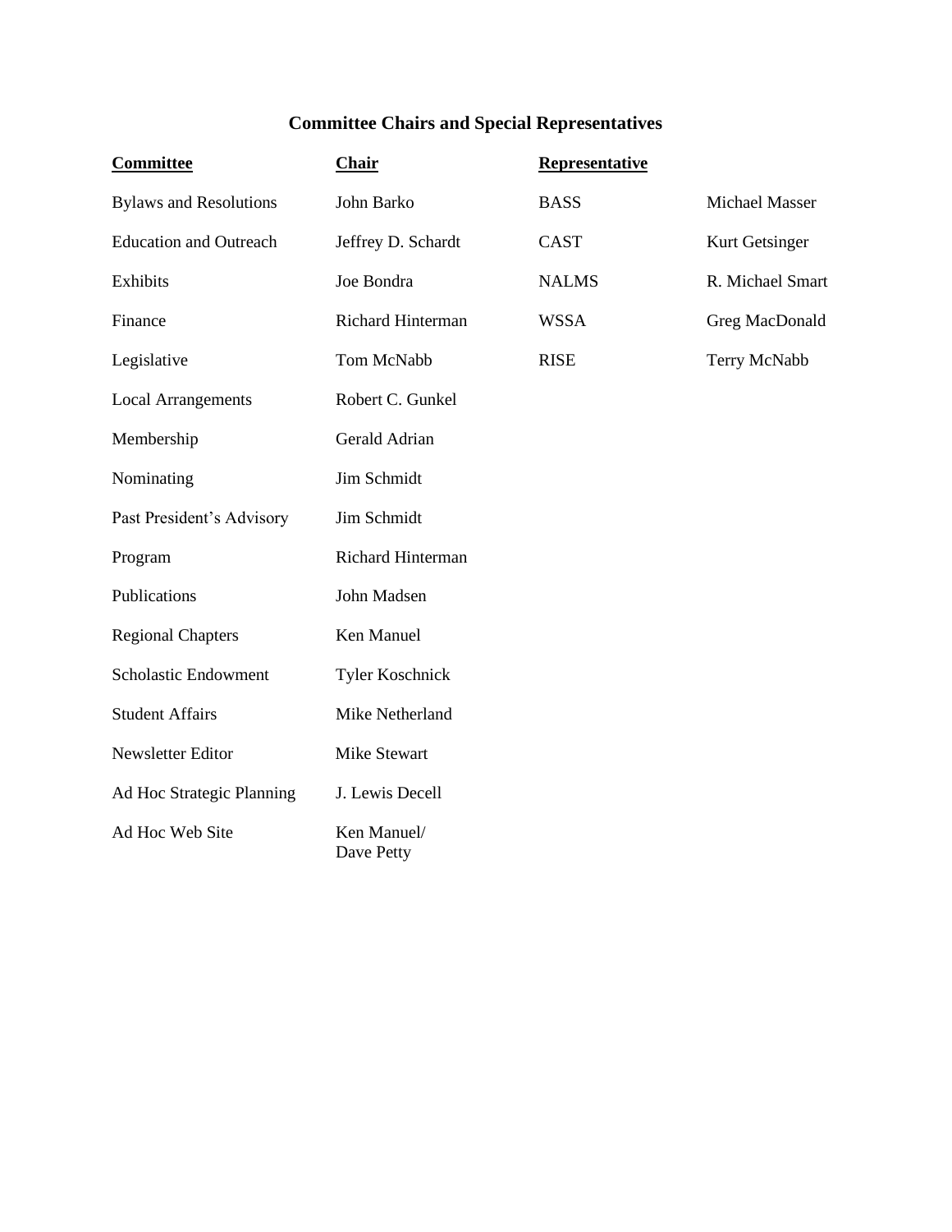## Committee Chairs and Special Representatives

| Committee | Chair | Representative | |
|---|---|---|---|
| Bylaws and Resolutions | John Barko | BASS | Michael Masser |
| Education and Outreach | Jeffrey D. Schardt | CAST | Kurt Getsinger |
| Exhibits | Joe Bondra | NALMS | R. Michael Smart |
| Finance | Richard Hinterman | WSSA | Greg MacDonald |
| Legislative | Tom McNabb | RISE | Terry McNabb |
| Local Arrangements | Robert C. Gunkel | | |
| Membership | Gerald Adrian | | |
| Nominating | Jim Schmidt | | |
| Past President's Advisory | Jim Schmidt | | |
| Program | Richard Hinterman | | |
| Publications | John Madsen | | |
| Regional Chapters | Ken Manuel | | |
| Scholastic Endowment | Tyler Koschnick | | |
| Student Affairs | Mike Netherland | | |
| Newsletter Editor | Mike Stewart | | |
| Ad Hoc Strategic Planning | J. Lewis Decell | | |
| Ad Hoc Web Site | Ken Manuel/ Dave Petty | | |